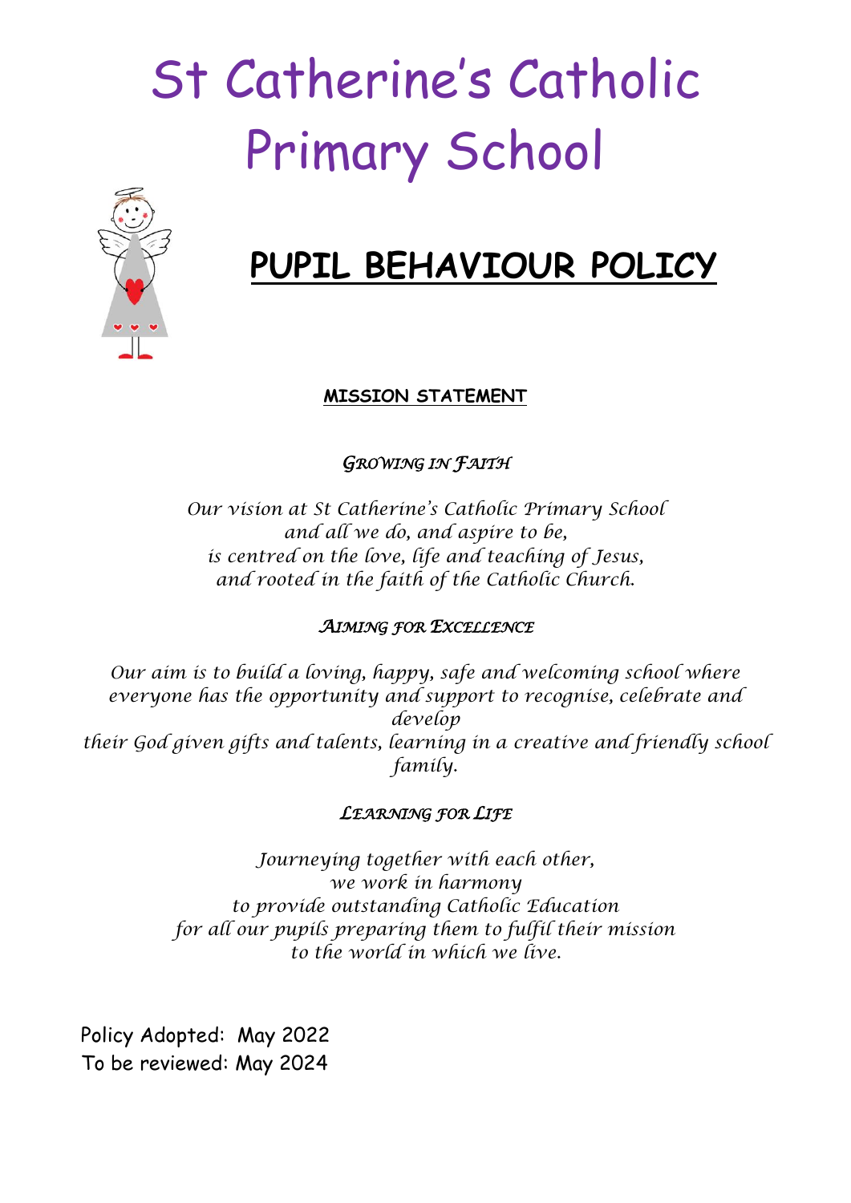# St Catherine's Catholic Primary School

## PUPIL BEHAVIOUR POLICY

**MISSION STATEMENT**

*GROWING IN FAITH*

*Our vision at St Catherine's Catholic Primary School and all we do, and aspire to be, is centred on the love, life and teaching of Jesus, and rooted in the faith of the Catholic Church.*

*AIMING FOR EXCELLENCE*

*Our aim is to build a loving, happy, safe and welcoming school where everyone has the opportunity and support to recognise, celebrate and develop their God given gifts and talents, learning in a creative and friendly school family.*

*LEARNING FOR LIFE*

*Journeying together with each other, we work in harmony to provide outstanding Catholic Education for all our pupils preparing them to fulfil their mission to the world in which we live.*

Policy Adopted: May 2022
To be reviewed: May 2024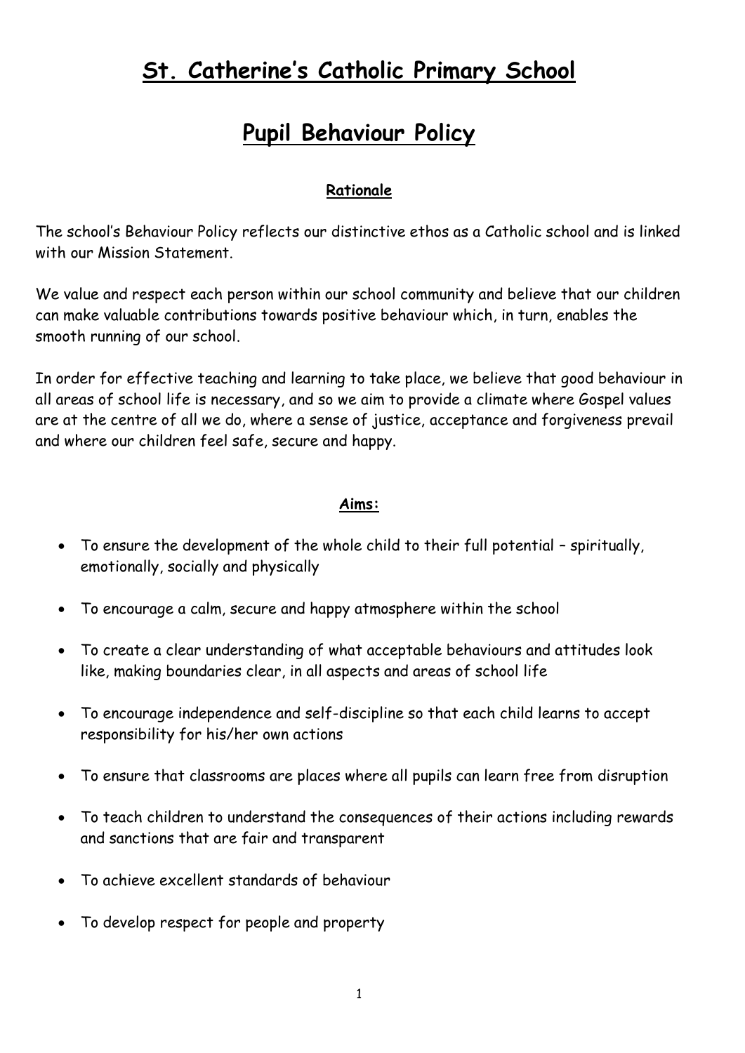# St. Catherine's Catholic Primary School

# Pupil Behaviour Policy

### Rationale

The school's Behaviour Policy reflects our distinctive ethos as a Catholic school and is linked with our Mission Statement.

We value and respect each person within our school community and believe that our children can make valuable contributions towards positive behaviour which, in turn, enables the smooth running of our school.

In order for effective teaching and learning to take place, we believe that good behaviour in all areas of school life is necessary, and so we aim to provide a climate where Gospel values are at the centre of all we do, where a sense of justice, acceptance and forgiveness prevail and where our children feel safe, secure and happy.

### Aims:

- To ensure the development of the whole child to their full potential – spiritually, emotionally, socially and physically
- To encourage a calm, secure and happy atmosphere within the school
- To create a clear understanding of what acceptable behaviours and attitudes look like, making boundaries clear, in all aspects and areas of school life
- To encourage independence and self-discipline so that each child learns to accept responsibility for his/her own actions
- To ensure that classrooms are places where all pupils can learn free from disruption
- To teach children to understand the consequences of their actions including rewards and sanctions that are fair and transparent
- To achieve excellent standards of behaviour
- To develop respect for people and property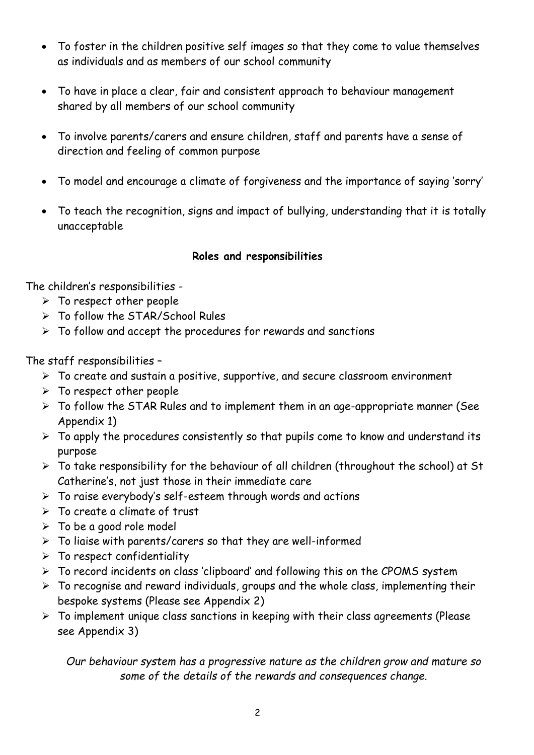- To foster in the children positive self images so that they come to value themselves as individuals and as members of our school community

- To have in place a clear, fair and consistent approach to behaviour management shared by all members of our school community

- To involve parents/carers and ensure children, staff and parents have a sense of direction and feeling of common purpose

- To model and encourage a climate of forgiveness and the importance of saying 'sorry'

- To teach the recognition, signs and impact of bullying, understanding that it is totally unacceptable

## Roles and responsibilities

The children's responsibilities -

- To respect other people
- To follow the STAR/School Rules
- To follow and accept the procedures for rewards and sanctions

The staff responsibilities –

- To create and sustain a positive, supportive, and secure classroom environment
- To respect other people
- To follow the STAR Rules and to implement them in an age-appropriate manner (See Appendix 1)
- To apply the procedures consistently so that pupils come to know and understand its purpose
- To take responsibility for the behaviour of all children (throughout the school) at St Catherine's, not just those in their immediate care
- To raise everybody's self-esteem through words and actions
- To create a climate of trust
- To be a good role model
- To liaise with parents/carers so that they are well-informed
- To respect confidentiality
- To record incidents on class 'clipboard' and following this on the CPOMS system
- To recognise and reward individuals, groups and the whole class, implementing their bespoke systems (Please see Appendix 2)
- To implement unique class sanctions in keeping with their class agreements (Please see Appendix 3)

*Our behaviour system has a progressive nature as the children grow and mature so some of the details of the rewards and consequences change.*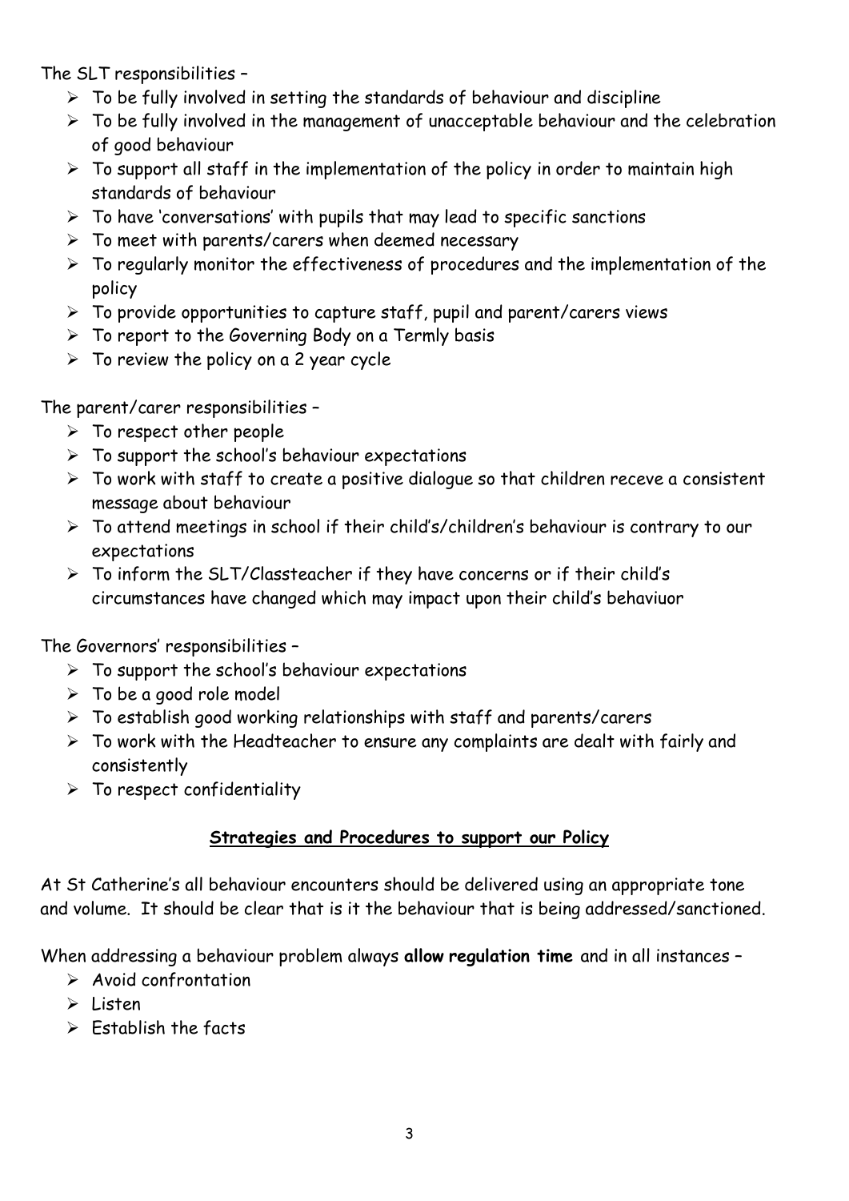The SLT responsibilities –

- To be fully involved in setting the standards of behaviour and discipline
- To be fully involved in the management of unacceptable behaviour and the celebration of good behaviour
- To support all staff in the implementation of the policy in order to maintain high standards of behaviour
- To have 'conversations' with pupils that may lead to specific sanctions
- To meet with parents/carers when deemed necessary
- To regularly monitor the effectiveness of procedures and the implementation of the policy
- To provide opportunities to capture staff, pupil and parent/carers views
- To report to the Governing Body on a Termly basis
- To review the policy on a 2 year cycle

The parent/carer responsibilities –

- To respect other people
- To support the school's behaviour expectations
- To work with staff to create a positive dialogue so that children receve a consistent message about behaviour
- To attend meetings in school if their child's/children's behaviour is contrary to our expectations
- To inform the SLT/Classteacher if they have concerns or if their child's circumstances have changed which may impact upon their child's behaviuor

The Governors' responsibilities –

- To support the school's behaviour expectations
- To be a good role model
- To establish good working relationships with staff and parents/carers
- To work with the Headteacher to ensure any complaints are dealt with fairly and consistently
- To respect confidentiality

## Strategies and Procedures to support our Policy

At St Catherine's all behaviour encounters should be delivered using an appropriate tone and volume. It should be clear that is it the behaviour that is being addressed/sanctioned.

When addressing a behaviour problem always **allow regulation time** and in all instances –

- Avoid confrontation
- Listen
- Establish the facts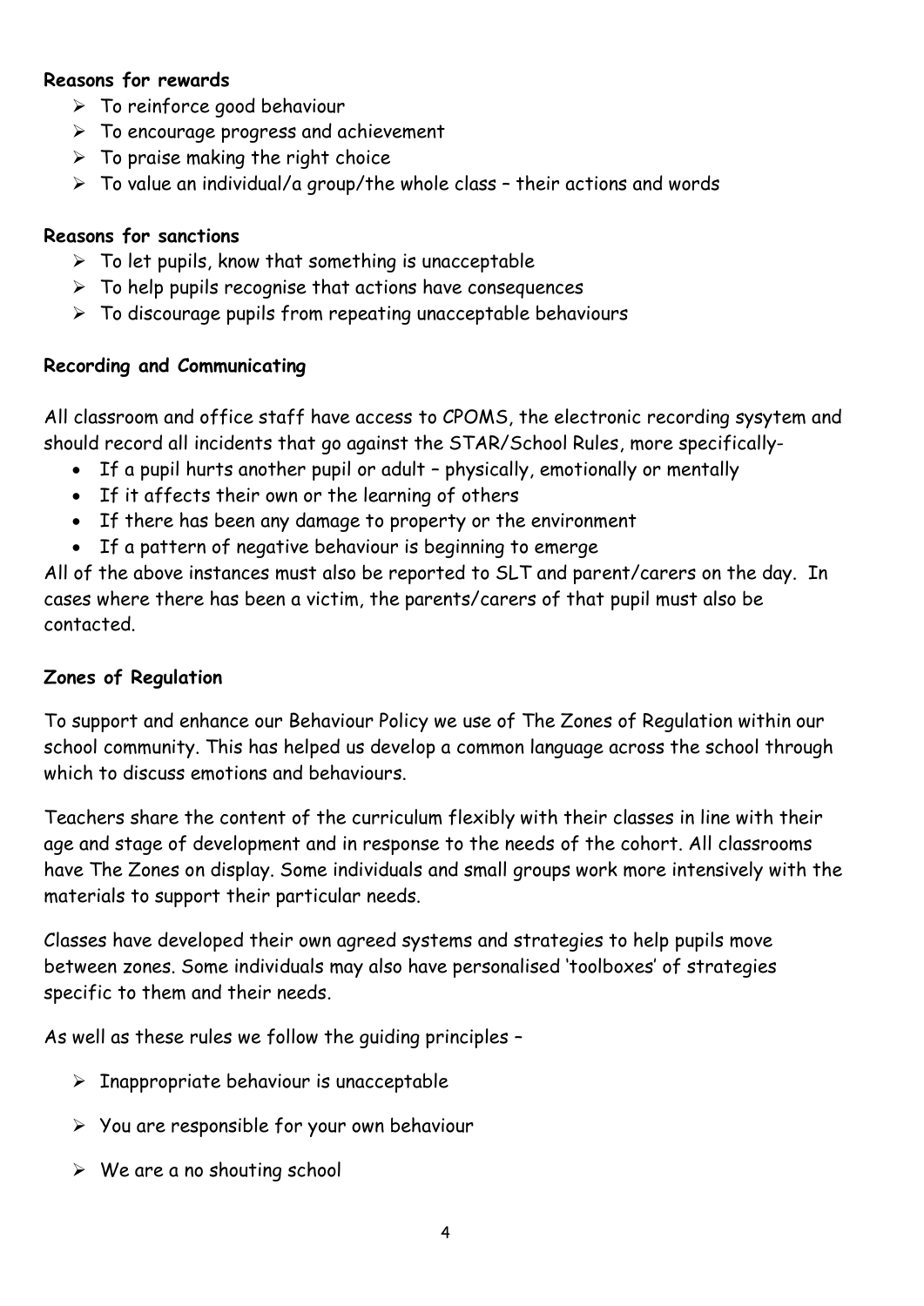**Reasons for rewards**

- To reinforce good behaviour
- To encourage progress and achievement
- To praise making the right choice
- To value an individual/a group/the whole class – their actions and words

**Reasons for sanctions**

- To let pupils, know that something is unacceptable
- To help pupils recognise that actions have consequences
- To discourage pupils from repeating unacceptable behaviours

**Recording and Communicating**

All classroom and office staff have access to CPOMS, the electronic recording sysytem and should record all incidents that go against the STAR/School Rules, more specifically-

- If a pupil hurts another pupil or adult – physically, emotionally or mentally
- If it affects their own or the learning of others
- If there has been any damage to property or the environment
- If a pattern of negative behaviour is beginning to emerge

All of the above instances must also be reported to SLT and parent/carers on the day. In cases where there has been a victim, the parents/carers of that pupil must also be contacted.

**Zones of Regulation**

To support and enhance our Behaviour Policy we use of The Zones of Regulation within our school community. This has helped us develop a common language across the school through which to discuss emotions and behaviours.

Teachers share the content of the curriculum flexibly with their classes in line with their age and stage of development and in response to the needs of the cohort. All classrooms have The Zones on display. Some individuals and small groups work more intensively with the materials to support their particular needs.

Classes have developed their own agreed systems and strategies to help pupils move between zones. Some individuals may also have personalised 'toolboxes' of strategies specific to them and their needs.

As well as these rules we follow the guiding principles –

- Inappropriate behaviour is unacceptable
- You are responsible for your own behaviour
- We are a no shouting school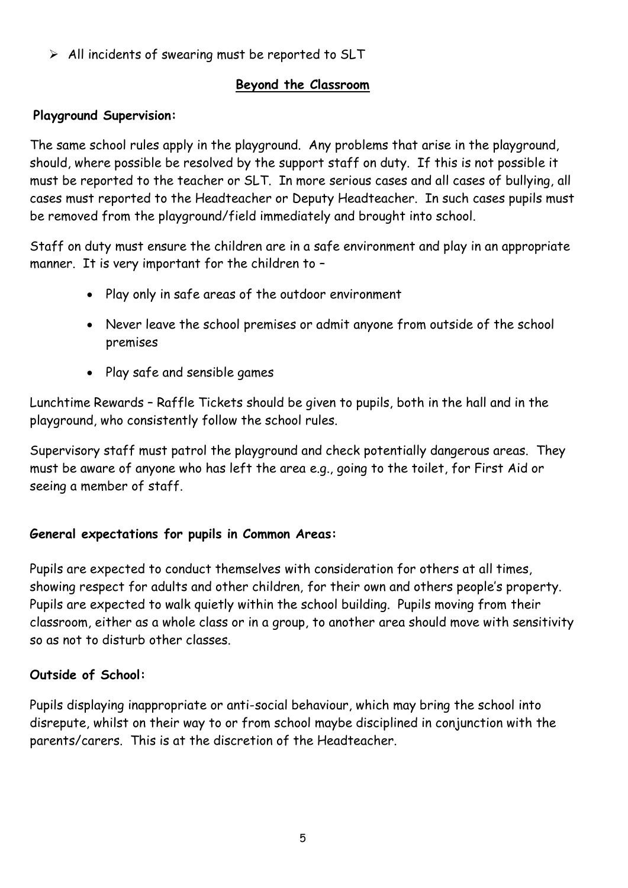- All incidents of swearing must be reported to SLT

## Beyond the Classroom

**Playground Supervision:**

The same school rules apply in the playground. Any problems that arise in the playground, should, where possible be resolved by the support staff on duty. If this is not possible it must be reported to the teacher or SLT. In more serious cases and all cases of bullying, all cases must reported to the Headteacher or Deputy Headteacher. In such cases pupils must be removed from the playground/field immediately and brought into school.

Staff on duty must ensure the children are in a safe environment and play in an appropriate manner. It is very important for the children to –

- Play only in safe areas of the outdoor environment
- Never leave the school premises or admit anyone from outside of the school premises
- Play safe and sensible games

Lunchtime Rewards – Raffle Tickets should be given to pupils, both in the hall and in the playground, who consistently follow the school rules.

Supervisory staff must patrol the playground and check potentially dangerous areas. They must be aware of anyone who has left the area e.g., going to the toilet, for First Aid or seeing a member of staff.

**General expectations for pupils in Common Areas:**

Pupils are expected to conduct themselves with consideration for others at all times, showing respect for adults and other children, for their own and others people's property. Pupils are expected to walk quietly within the school building. Pupils moving from their classroom, either as a whole class or in a group, to another area should move with sensitivity so as not to disturb other classes.

**Outside of School:**

Pupils displaying inappropriate or anti-social behaviour, which may bring the school into disrepute, whilst on their way to or from school maybe disciplined in conjunction with the parents/carers. This is at the discretion of the Headteacher.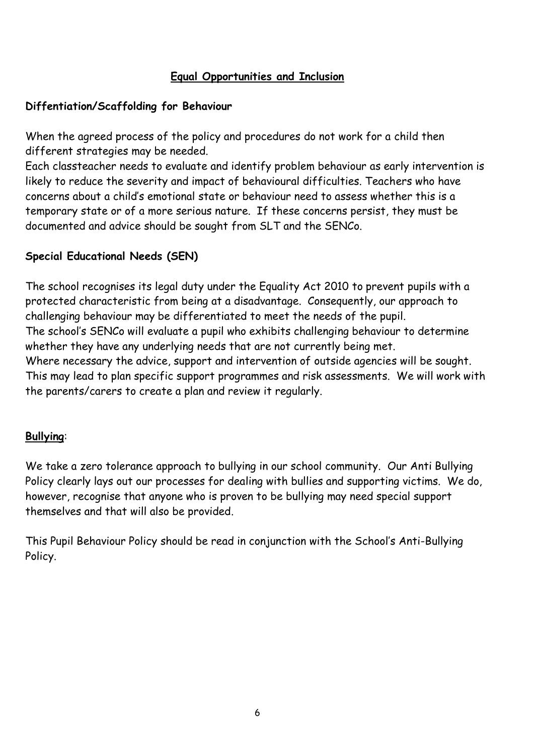## Equal Opportunities and Inclusion

### Diffentiation/Scaffolding for Behaviour

When the agreed process of the policy and procedures do not work for a child then different strategies may be needed.
Each classteacher needs to evaluate and identify problem behaviour as early intervention is likely to reduce the severity and impact of behavioural difficulties. Teachers who have concerns about a child's emotional state or behaviour need to assess whether this is a temporary state or of a more serious nature. If these concerns persist, they must be documented and advice should be sought from SLT and the SENCo.

### Special Educational Needs (SEN)

The school recognises its legal duty under the Equality Act 2010 to prevent pupils with a protected characteristic from being at a disadvantage. Consequently, our approach to challenging behaviour may be differentiated to meet the needs of the pupil.
The school's SENCo will evaluate a pupil who exhibits challenging behaviour to determine whether they have any underlying needs that are not currently being met.
Where necessary the advice, support and intervention of outside agencies will be sought. This may lead to plan specific support programmes and risk assessments. We will work with the parents/carers to create a plan and review it regularly.

### Bullying:

We take a zero tolerance approach to bullying in our school community. Our Anti Bullying Policy clearly lays out our processes for dealing with bullies and supporting victims. We do, however, recognise that anyone who is proven to be bullying may need special support themselves and that will also be provided.

This Pupil Behaviour Policy should be read in conjunction with the School's Anti-Bullying Policy.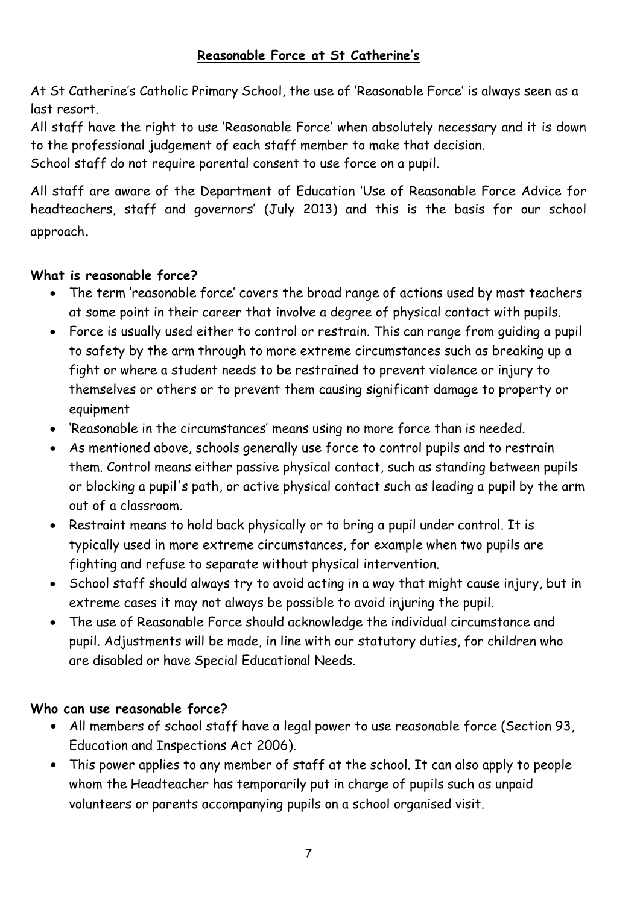## Reasonable Force at St Catherine's

At St Catherine's Catholic Primary School, the use of 'Reasonable Force' is always seen as a last resort.

All staff have the right to use 'Reasonable Force' when absolutely necessary and it is down to the professional judgement of each staff member to make that decision.

School staff do not require parental consent to use force on a pupil.

All staff are aware of the Department of Education 'Use of Reasonable Force Advice for headteachers, staff and governors' (July 2013) and this is the basis for our school approach.

### What is reasonable force?

- The term 'reasonable force' covers the broad range of actions used by most teachers at some point in their career that involve a degree of physical contact with pupils.
- Force is usually used either to control or restrain. This can range from guiding a pupil to safety by the arm through to more extreme circumstances such as breaking up a fight or where a student needs to be restrained to prevent violence or injury to themselves or others or to prevent them causing significant damage to property or equipment
- 'Reasonable in the circumstances' means using no more force than is needed.
- As mentioned above, schools generally use force to control pupils and to restrain them. Control means either passive physical contact, such as standing between pupils or blocking a pupil's path, or active physical contact such as leading a pupil by the arm out of a classroom.
- Restraint means to hold back physically or to bring a pupil under control. It is typically used in more extreme circumstances, for example when two pupils are fighting and refuse to separate without physical intervention.
- School staff should always try to avoid acting in a way that might cause injury, but in extreme cases it may not always be possible to avoid injuring the pupil.
- The use of Reasonable Force should acknowledge the individual circumstance and pupil. Adjustments will be made, in line with our statutory duties, for children who are disabled or have Special Educational Needs.

### Who can use reasonable force?

- All members of school staff have a legal power to use reasonable force (Section 93, Education and Inspections Act 2006).
- This power applies to any member of staff at the school. It can also apply to people whom the Headteacher has temporarily put in charge of pupils such as unpaid volunteers or parents accompanying pupils on a school organised visit.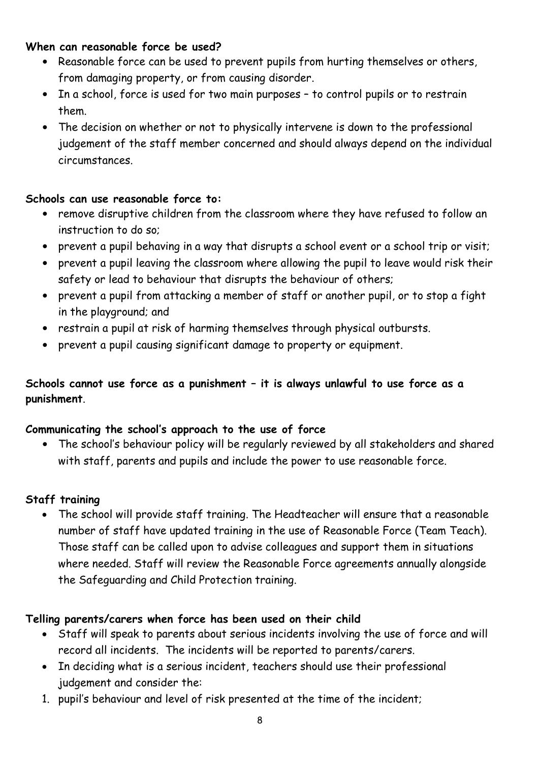**When can reasonable force be used?**

- Reasonable force can be used to prevent pupils from hurting themselves or others, from damaging property, or from causing disorder.
- In a school, force is used for two main purposes – to control pupils or to restrain them.
- The decision on whether or not to physically intervene is down to the professional judgement of the staff member concerned and should always depend on the individual circumstances.

**Schools can use reasonable force to:**

- remove disruptive children from the classroom where they have refused to follow an instruction to do so;
- prevent a pupil behaving in a way that disrupts a school event or a school trip or visit;
- prevent a pupil leaving the classroom where allowing the pupil to leave would risk their safety or lead to behaviour that disrupts the behaviour of others;
- prevent a pupil from attacking a member of staff or another pupil, or to stop a fight in the playground; and
- restrain a pupil at risk of harming themselves through physical outbursts.
- prevent a pupil causing significant damage to property or equipment.

**Schools cannot use force as a punishment – it is always unlawful to use force as a punishment**.

**Communicating the school's approach to the use of force**

- The school's behaviour policy will be regularly reviewed by all stakeholders and shared with staff, parents and pupils and include the power to use reasonable force.

**Staff training**

- The school will provide staff training. The Headteacher will ensure that a reasonable number of staff have updated training in the use of Reasonable Force (Team Teach). Those staff can be called upon to advise colleagues and support them in situations where needed. Staff will review the Reasonable Force agreements annually alongside the Safeguarding and Child Protection training.

**Telling parents/carers when force has been used on their child**

- Staff will speak to parents about serious incidents involving the use of force and will record all incidents. The incidents will be reported to parents/carers.
- In deciding what is a serious incident, teachers should use their professional judgement and consider the:

1. pupil's behaviour and level of risk presented at the time of the incident;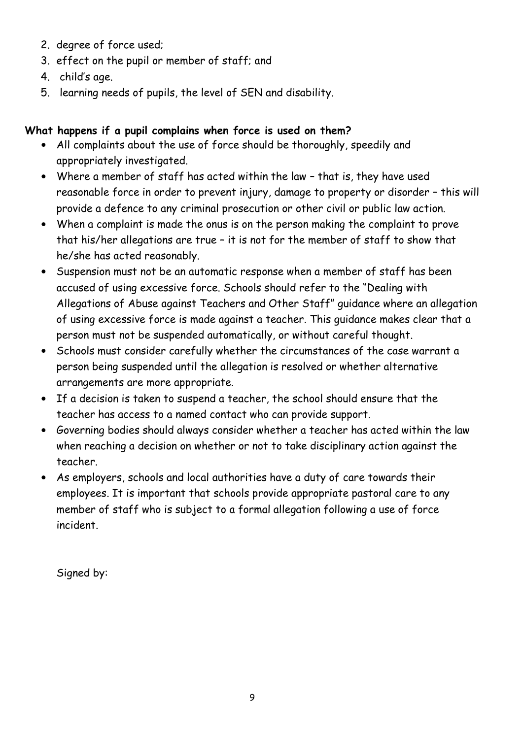2. degree of force used;
3. effect on the pupil or member of staff; and
4. child's age.
5. learning needs of pupils, the level of SEN and disability.

**What happens if a pupil complains when force is used on them?**

- All complaints about the use of force should be thoroughly, speedily and appropriately investigated.
- Where a member of staff has acted within the law – that is, they have used reasonable force in order to prevent injury, damage to property or disorder – this will provide a defence to any criminal prosecution or other civil or public law action.
- When a complaint is made the onus is on the person making the complaint to prove that his/her allegations are true – it is not for the member of staff to show that he/she has acted reasonably.
- Suspension must not be an automatic response when a member of staff has been accused of using excessive force. Schools should refer to the "Dealing with Allegations of Abuse against Teachers and Other Staff" guidance where an allegation of using excessive force is made against a teacher. This guidance makes clear that a person must not be suspended automatically, or without careful thought.
- Schools must consider carefully whether the circumstances of the case warrant a person being suspended until the allegation is resolved or whether alternative arrangements are more appropriate.
- If a decision is taken to suspend a teacher, the school should ensure that the teacher has access to a named contact who can provide support.
- Governing bodies should always consider whether a teacher has acted within the law when reaching a decision on whether or not to take disciplinary action against the teacher.
- As employers, schools and local authorities have a duty of care towards their employees. It is important that schools provide appropriate pastoral care to any member of staff who is subject to a formal allegation following a use of force incident.

Signed by: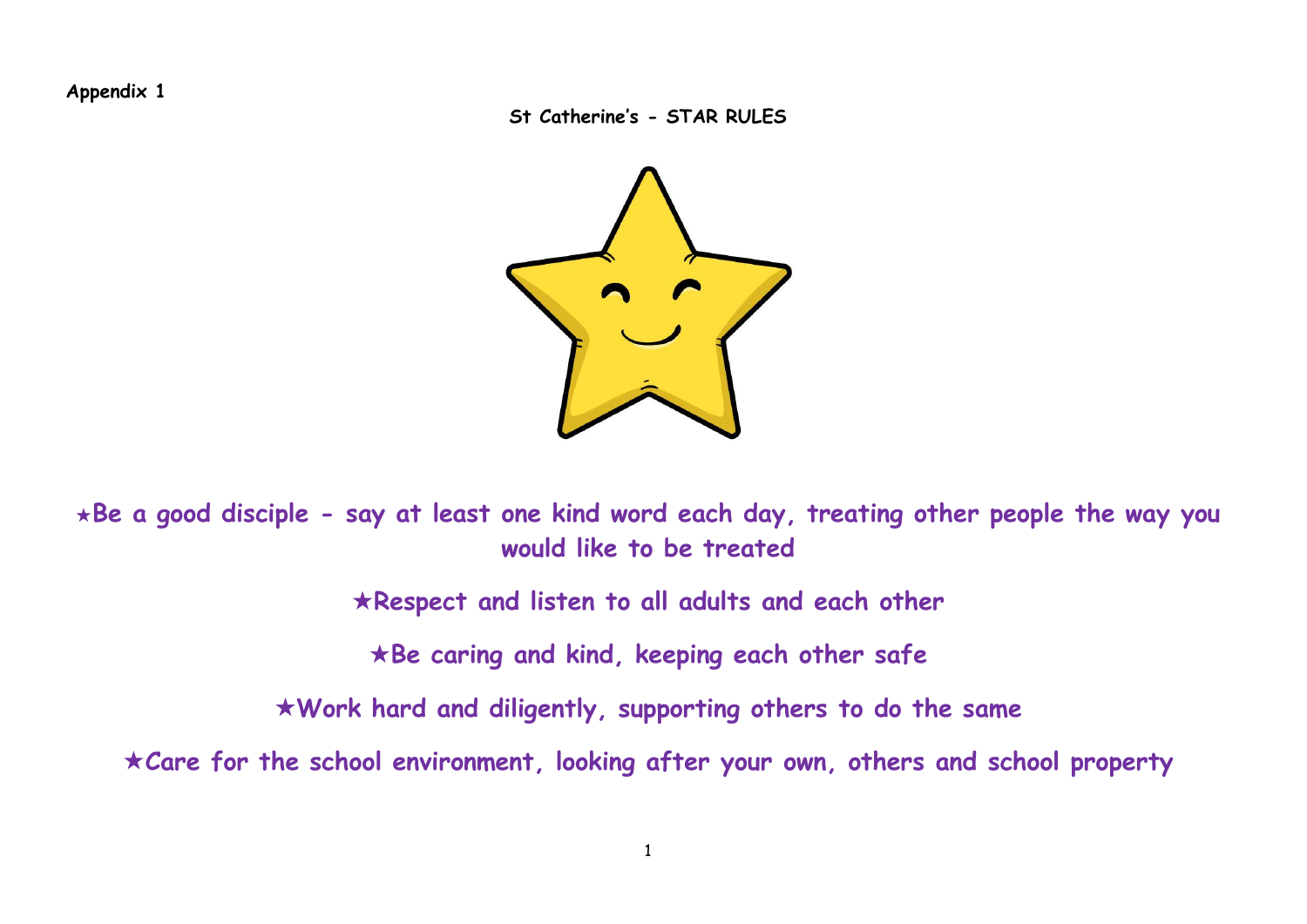**Appendix 1**

## St Catherine's - STAR RULES

★**Be a good disciple - say at least one kind word each day, treating other people the way you would like to be treated**

★**Respect and listen to all adults and each other**

★**Be caring and kind, keeping each other safe**

★**Work hard and diligently, supporting others to do the same**

★**Care for the school environment, looking after your own, others and school property**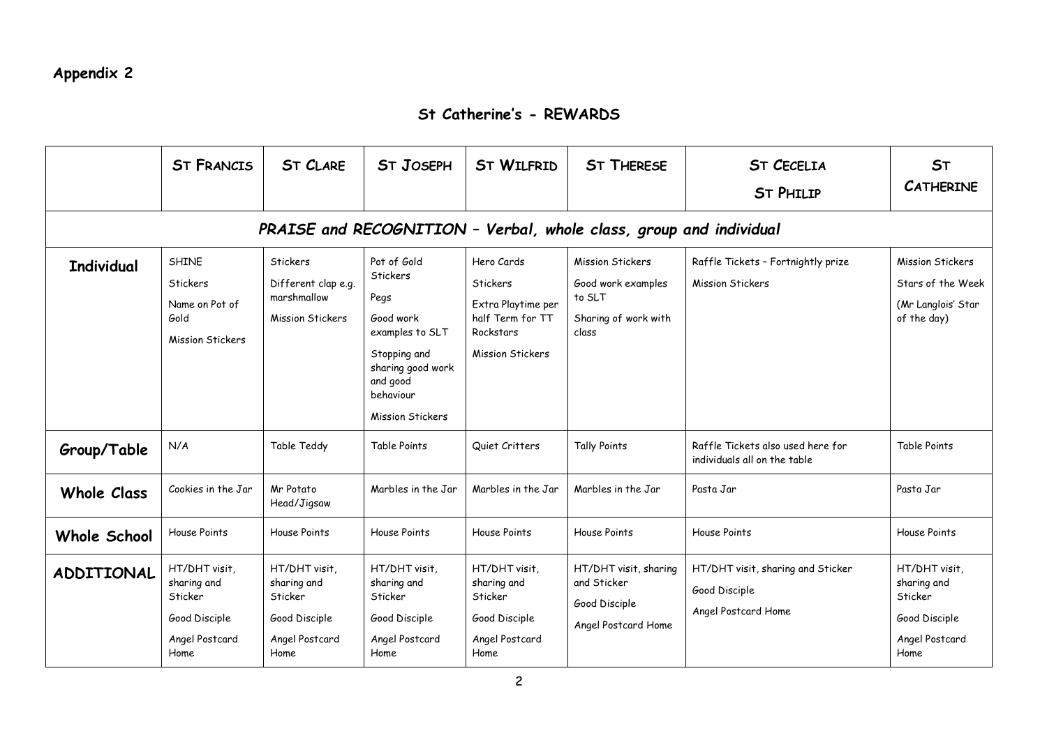## Appendix 2

# St Catherine's - REWARDS

| | ST FRANCIS | ST CLARE | ST JOSEPH | ST WILFRID | ST THERESE | ST CECELIA ST PHILIP | ST CATHERINE |
|---|---|---|---|---|---|---|---|
| ***PRAISE and RECOGNITION – Verbal, whole class, group and individual*** | | | | | | | |
| **Individual** | SHINE<br>Stickers<br>Name on Pot of Gold<br>Mission Stickers | Stickers<br>Different clap e.g. marshmallow<br>Mission Stickers | Pot of Gold Stickers<br>Pegs<br>Good work examples to SLT<br>Stopping and sharing good work and good behaviour<br>Mission Stickers | Hero Cards<br>Stickers<br>Extra Playtime per half Term for TT Rockstars<br>Mission Stickers | Mission Stickers<br>Good work examples to SLT<br>Sharing of work with class | Raffle Tickets – Fortnightly prize<br>Mission Stickers | Mission Stickers<br>Stars of the Week<br>(Mr Langlois' Star of the day) |
| **Group/Table** | N/A | Table Teddy | Table Points | Quiet Critters | Tally Points | Raffle Tickets also used here for individuals all on the table | Table Points |
| **Whole Class** | Cookies in the Jar | Mr Potato Head/Jigsaw | Marbles in the Jar | Marbles in the Jar | Marbles in the Jar | Pasta Jar | Pasta Jar |
| **Whole School** | House Points | House Points | House Points | House Points | House Points | House Points | House Points |
| **ADDITIONAL** | HT/DHT visit, sharing and Sticker<br>Good Disciple<br>Angel Postcard Home | HT/DHT visit, sharing and Sticker<br>Good Disciple<br>Angel Postcard Home | HT/DHT visit, sharing and Sticker<br>Good Disciple<br>Angel Postcard Home | HT/DHT visit, sharing and Sticker<br>Good Disciple<br>Angel Postcard Home | HT/DHT visit, sharing and Sticker<br>Good Disciple<br>Angel Postcard Home | HT/DHT visit, sharing and Sticker<br>Good Disciple<br>Angel Postcard Home | HT/DHT visit, sharing and Sticker<br>Good Disciple<br>Angel Postcard Home |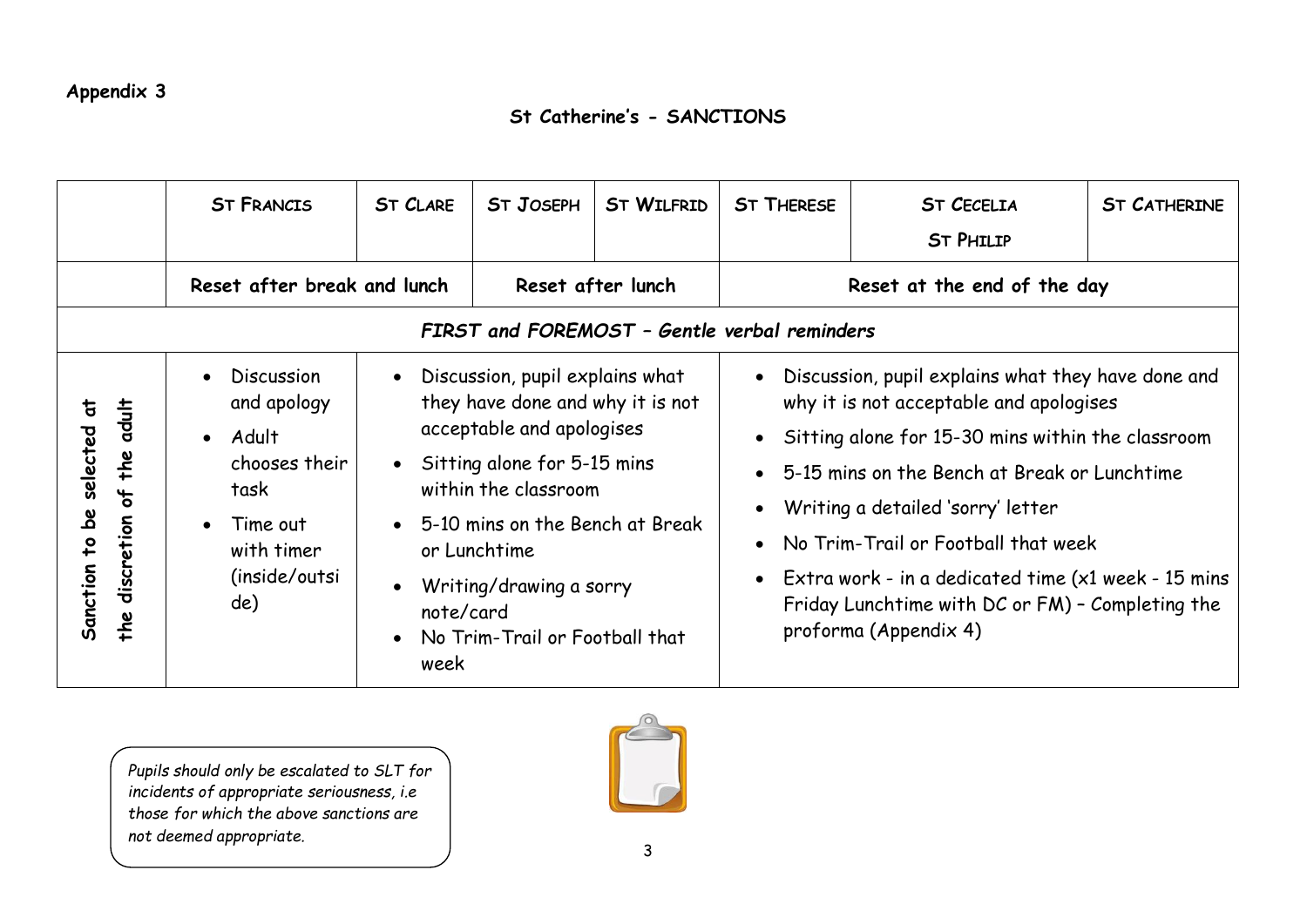**Appendix 3**

## St Catherine's - SANCTIONS

| | ST FRANCIS | ST CLARE | ST JOSEPH | ST WILFRID | ST THERESE | ST CECELIA<br>ST PHILIP | ST CATHERINE |
|---|---|---|---|---|---|---|---|
| | Reset after break and lunch | | Reset after lunch | | Reset at the end of the day | | |
| *FIRST and FOREMOST – Gentle verbal reminders* | | | | | | | |
| **Sanction to be selected at the discretion of the adult** | • Discussion and apology<br>• Adult chooses their task<br>• Time out with timer (inside/outside) | • Discussion, pupil explains what they have done and why it is not acceptable and apologises<br>• Sitting alone for 5-15 mins within the classroom<br>• 5-10 mins on the Bench at Break or Lunchtime<br>• Writing/drawing a sorry note/card<br>• No Trim-Trail or Football that week | | | • Discussion, pupil explains what they have done and why it is not acceptable and apologises<br>• Sitting alone for 15-30 mins within the classroom<br>• 5-15 mins on the Bench at Break or Lunchtime<br>• Writing a detailed 'sorry' letter<br>• No Trim-Trail or Football that week<br>• Extra work - in a dedicated time (x1 week - 15 mins Friday Lunchtime with DC or FM) – Completing the proforma (Appendix 4) | | |

*Pupils should only be escalated to SLT for incidents of appropriate seriousness, i.e those for which the above sanctions are not deemed appropriate.*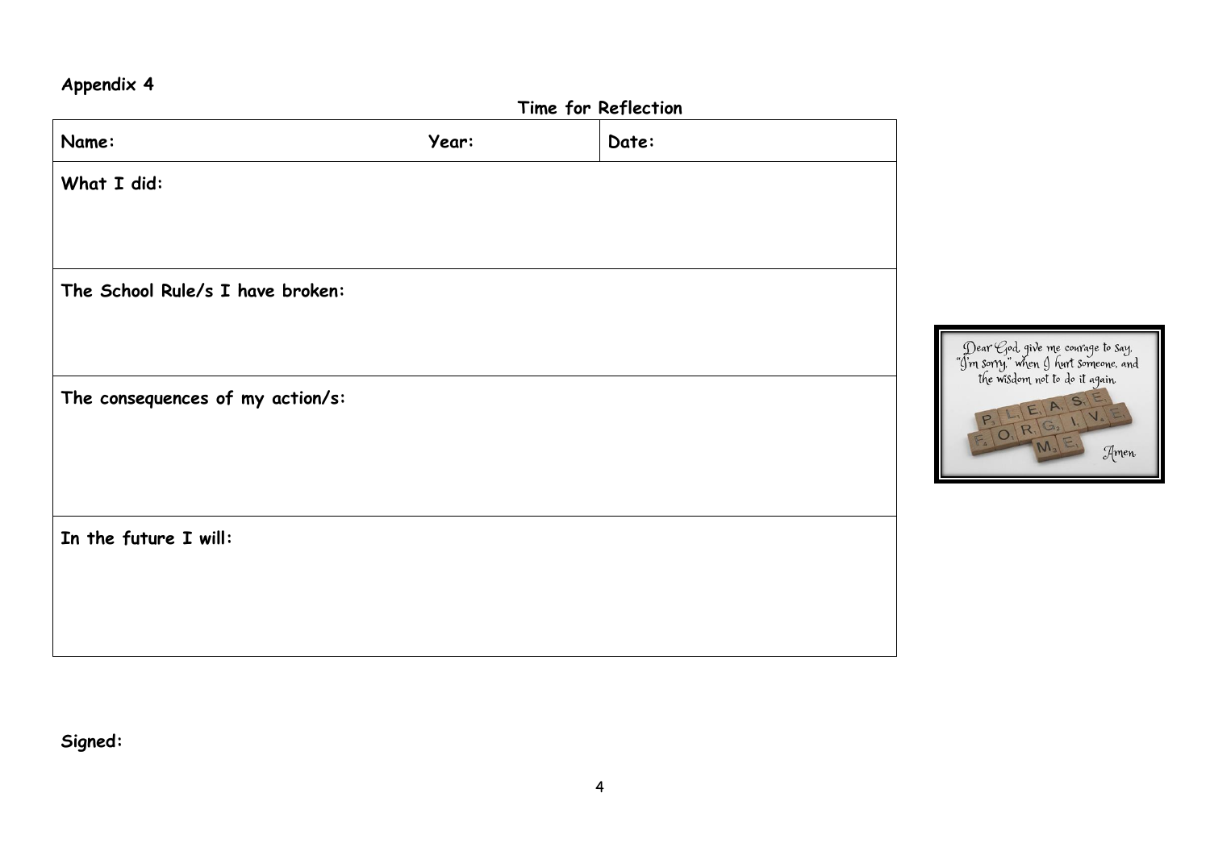**Appendix 4**

**Time for Reflection**

| **Name:** | **Year:** | **Date:** |
|---|---|---|
| **What I did:** | | |
| **The School Rule/s I have broken:** | | |
| **The consequences of my action/s:** | | |
| **In the future I will:** | | |

Dear God, give me courage to say, "I'm sorry," when I hurt someone, and the wisdom not to do it again.

PLEASE FORGIVE ME

Amen.

**Signed:**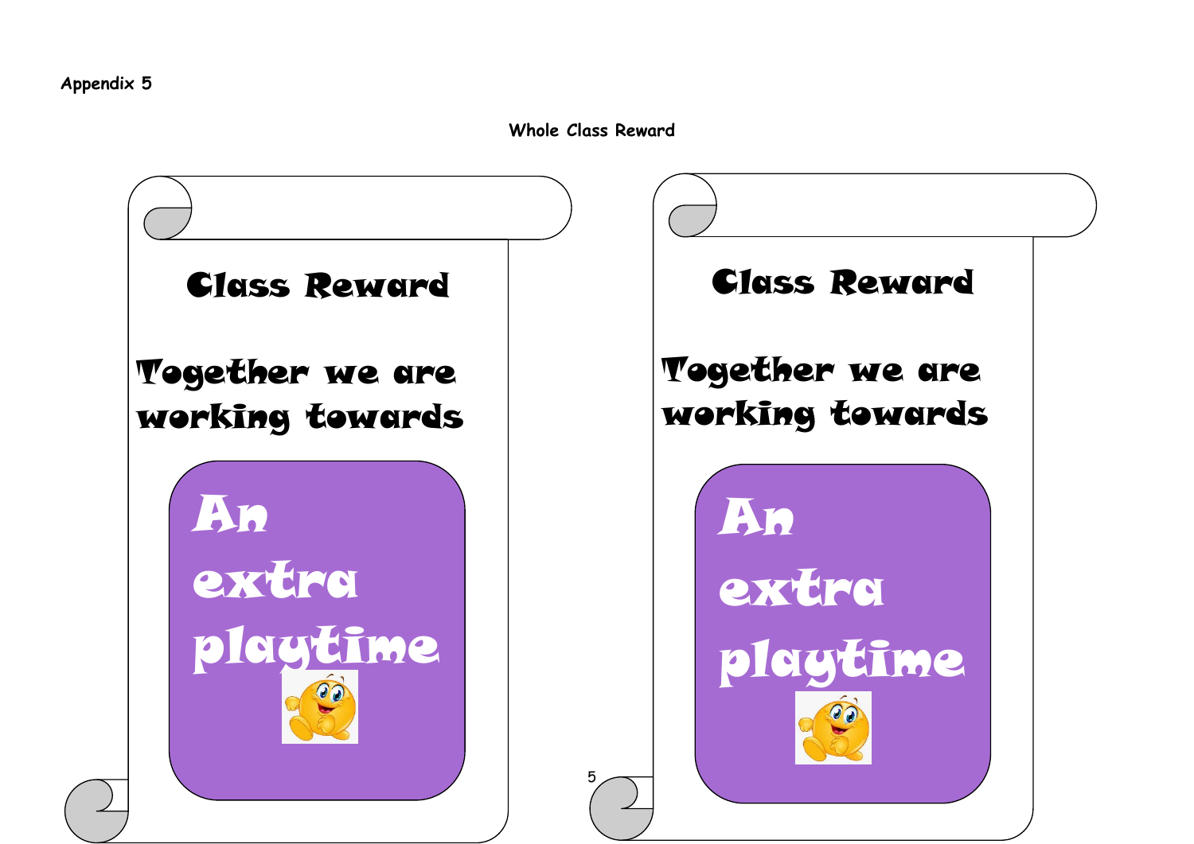Appendix 5

## Whole Class Reward

### Class Reward

**Together we are working towards**

**An extra playtime**

### Class Reward

**Together we are working towards**

**An extra playtime**